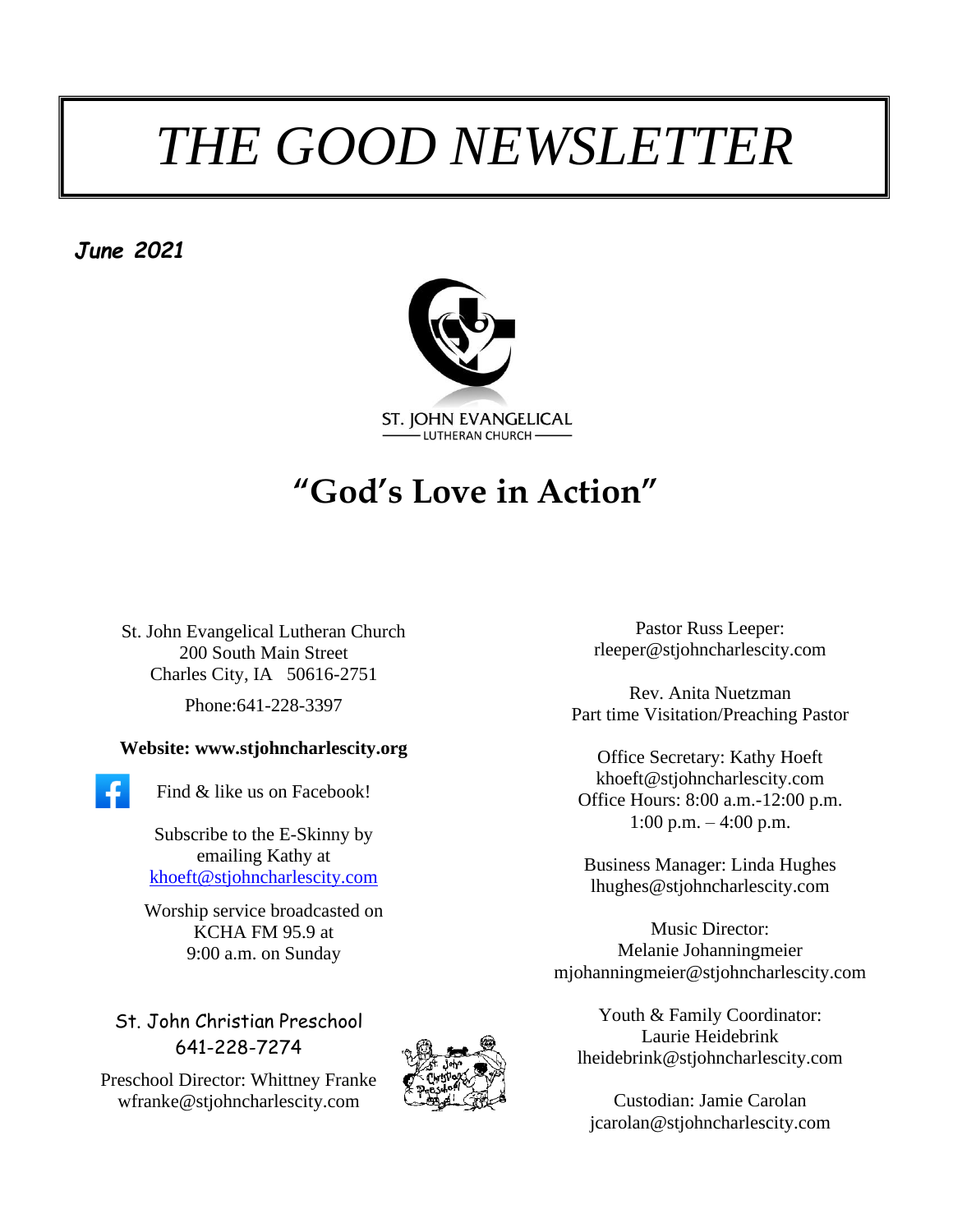# *THE GOOD NEWSLETTER*

***June 2021***

ST. JOHN EVANGELICAL
LUTHERAN CHURCH

## "God's Love in Action"

St. John Evangelical Lutheran Church
200 South Main Street
Charles City, IA 50616-2751

Phone:641-228-3397

**Website: www.stjohncharlescity.org**

Find & like us on Facebook!

Subscribe to the E-Skinny by emailing Kathy at khoeft@stjohncharlescity.com

Worship service broadcasted on KCHA FM 95.9 at 9:00 a.m. on Sunday

St. John Christian Preschool
641-228-7274

Preschool Director: Whittney Franke
wfranke@stjohncharlescity.com

Pastor Russ Leeper:
rleeper@stjohncharlescity.com

Rev. Anita Nuetzman
Part time Visitation/Preaching Pastor

Office Secretary: Kathy Hoeft
khoeft@stjohncharlescity.com
Office Hours: 8:00 a.m.-12:00 p.m.
1:00 p.m. – 4:00 p.m.

Business Manager: Linda Hughes
lhughes@stjohncharlescity.com

Music Director:
Melanie Johanningmeier
mjohanningmeier@stjohncharlescity.com

Youth & Family Coordinator:
Laurie Heidebrink
lheidebrink@stjohncharlescity.com

Custodian: Jamie Carolan
jcarolan@stjohncharlescity.com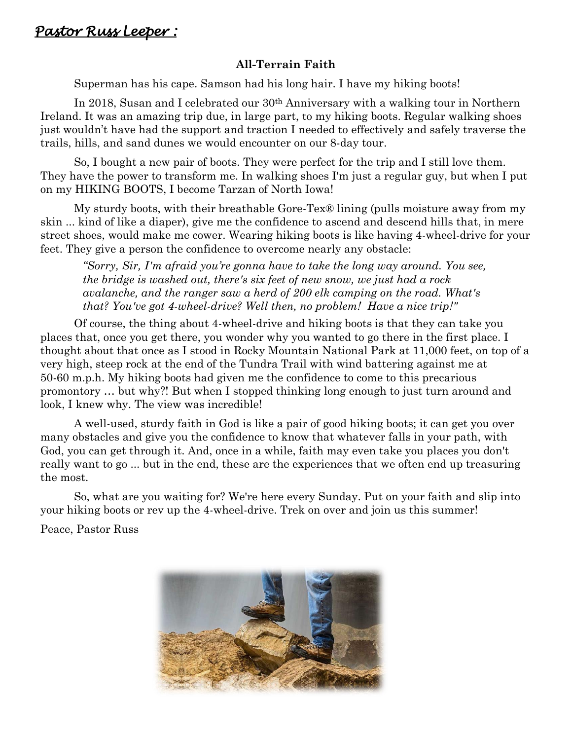## *Pastor Russ Leeper :*

**All-Terrain Faith**

Superman has his cape. Samson had his long hair. I have my hiking boots!

In 2018, Susan and I celebrated our 30th Anniversary with a walking tour in Northern Ireland. It was an amazing trip due, in large part, to my hiking boots. Regular walking shoes just wouldn't have had the support and traction I needed to effectively and safely traverse the trails, hills, and sand dunes we would encounter on our 8-day tour.

So, I bought a new pair of boots. They were perfect for the trip and I still love them. They have the power to transform me. In walking shoes I'm just a regular guy, but when I put on my HIKING BOOTS, I become Tarzan of North Iowa!

My sturdy boots, with their breathable Gore-Tex® lining (pulls moisture away from my skin ... kind of like a diaper), give me the confidence to ascend and descend hills that, in mere street shoes, would make me cower. Wearing hiking boots is like having 4-wheel-drive for your feet. They give a person the confidence to overcome nearly any obstacle:

> *"Sorry, Sir, I'm afraid you're gonna have to take the long way around. You see, the bridge is washed out, there's six feet of new snow, we just had a rock avalanche, and the ranger saw a herd of 200 elk camping on the road. What's that? You've got 4-wheel-drive? Well then, no problem! Have a nice trip!"*

Of course, the thing about 4-wheel-drive and hiking boots is that they can take you places that, once you get there, you wonder why you wanted to go there in the first place. I thought about that once as I stood in Rocky Mountain National Park at 11,000 feet, on top of a very high, steep rock at the end of the Tundra Trail with wind battering against me at 50-60 m.p.h. My hiking boots had given me the confidence to come to this precarious promontory … but why?! But when I stopped thinking long enough to just turn around and look, I knew why. The view was incredible!

A well-used, sturdy faith in God is like a pair of good hiking boots; it can get you over many obstacles and give you the confidence to know that whatever falls in your path, with God, you can get through it. And, once in a while, faith may even take you places you don't really want to go ... but in the end, these are the experiences that we often end up treasuring the most.

So, what are you waiting for? We're here every Sunday. Put on your faith and slip into your hiking boots or rev up the 4-wheel-drive. Trek on over and join us this summer!

Peace, Pastor Russ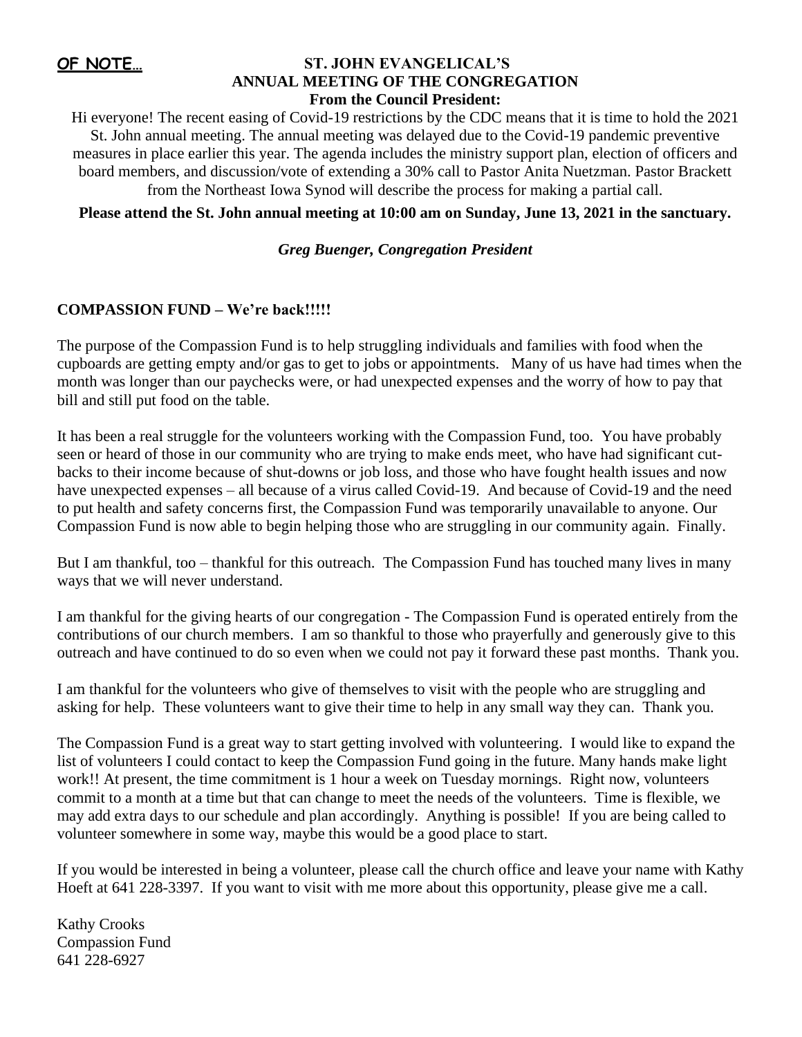**OF NOTE…**

## ST. JOHN EVANGELICAL'S ANNUAL MEETING OF THE CONGREGATION

### From the Council President:

Hi everyone! The recent easing of Covid-19 restrictions by the CDC means that it is time to hold the 2021 St. John annual meeting. The annual meeting was delayed due to the Covid-19 pandemic preventive measures in place earlier this year. The agenda includes the ministry support plan, election of officers and board members, and discussion/vote of extending a 30% call to Pastor Anita Nuetzman. Pastor Brackett from the Northeast Iowa Synod will describe the process for making a partial call.

**Please attend the St. John annual meeting at 10:00 am on Sunday, June 13, 2021 in the sanctuary.**

***Greg Buenger, Congregation President***

## COMPASSION FUND – We're back!!!!!

The purpose of the Compassion Fund is to help struggling individuals and families with food when the cupboards are getting empty and/or gas to get to jobs or appointments. Many of us have had times when the month was longer than our paychecks were, or had unexpected expenses and the worry of how to pay that bill and still put food on the table.

It has been a real struggle for the volunteers working with the Compassion Fund, too. You have probably seen or heard of those in our community who are trying to make ends meet, who have had significant cut-backs to their income because of shut-downs or job loss, and those who have fought health issues and now have unexpected expenses – all because of a virus called Covid-19. And because of Covid-19 and the need to put health and safety concerns first, the Compassion Fund was temporarily unavailable to anyone. Our Compassion Fund is now able to begin helping those who are struggling in our community again. Finally.

But I am thankful, too – thankful for this outreach. The Compassion Fund has touched many lives in many ways that we will never understand.

I am thankful for the giving hearts of our congregation - The Compassion Fund is operated entirely from the contributions of our church members. I am so thankful to those who prayerfully and generously give to this outreach and have continued to do so even when we could not pay it forward these past months. Thank you.

I am thankful for the volunteers who give of themselves to visit with the people who are struggling and asking for help. These volunteers want to give their time to help in any small way they can. Thank you.

The Compassion Fund is a great way to start getting involved with volunteering. I would like to expand the list of volunteers I could contact to keep the Compassion Fund going in the future. Many hands make light work!! At present, the time commitment is 1 hour a week on Tuesday mornings. Right now, volunteers commit to a month at a time but that can change to meet the needs of the volunteers. Time is flexible, we may add extra days to our schedule and plan accordingly. Anything is possible! If you are being called to volunteer somewhere in some way, maybe this would be a good place to start.

If you would be interested in being a volunteer, please call the church office and leave your name with Kathy Hoeft at 641 228-3397. If you want to visit with me more about this opportunity, please give me a call.

Kathy Crooks  
Compassion Fund  
641 228-6927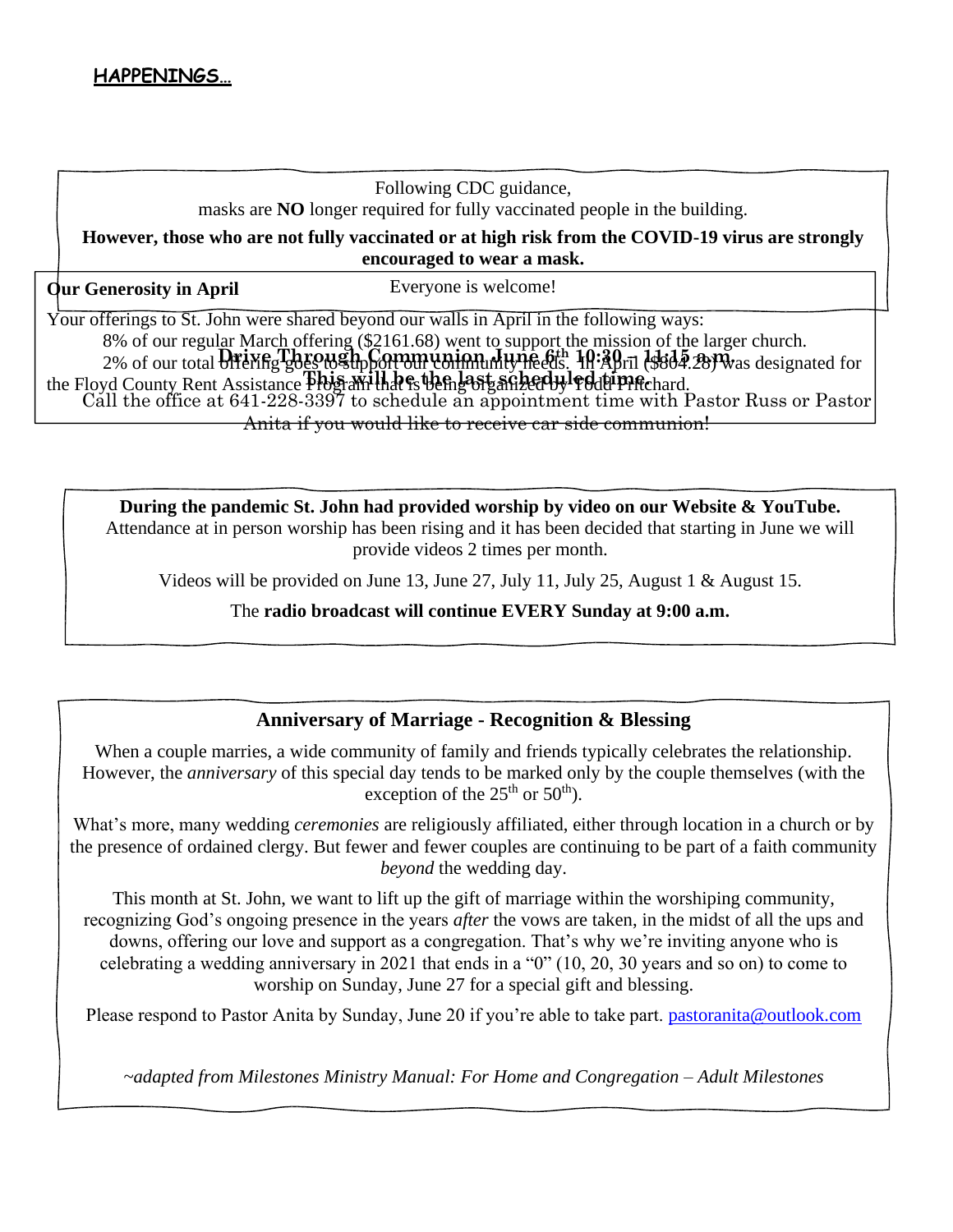## HAPPENINGS…

Following CDC guidance,
masks are **NO** longer required for fully vaccinated people in the building.

**However, those who are not fully vaccinated or at high risk from the COVID-19 virus are strongly encouraged to wear a mask.**

Everyone is welcome!

**Our Generosity in April**

Your offerings to St. John were shared beyond our walls in April in the following ways:

8% of our regular March offering ($2161.68) went to support the mission of the larger church.

2% of our total offering goes to support our community needs. In April ($804.28) was designated for the Floyd County Rent Assistance Program that is being organized by Todd Pritchard.

**Drive Through Communion June 6th 10:30 – 11:15 a.m.**

**This will be the last scheduled time.**

Call the office at 641-228-3397 to schedule an appointment time with Pastor Russ or Pastor Anita if you would like to receive car side communion!

**During the pandemic St. John had provided worship by video on our Website & YouTube.** Attendance at in person worship has been rising and it has been decided that starting in June we will provide videos 2 times per month.

Videos will be provided on June 13, June 27, July 11, July 25, August 1 & August 15.

The **radio broadcast will continue EVERY Sunday at 9:00 a.m.**

### Anniversary of Marriage - Recognition & Blessing

When a couple marries, a wide community of family and friends typically celebrates the relationship. However, the *anniversary* of this special day tends to be marked only by the couple themselves (with the exception of the 25th or 50th).

What's more, many wedding *ceremonies* are religiously affiliated, either through location in a church or by the presence of ordained clergy. But fewer and fewer couples are continuing to be part of a faith community *beyond* the wedding day.

This month at St. John, we want to lift up the gift of marriage within the worshiping community, recognizing God's ongoing presence in the years *after* the vows are taken, in the midst of all the ups and downs, offering our love and support as a congregation. That's why we're inviting anyone who is celebrating a wedding anniversary in 2021 that ends in a "0" (10, 20, 30 years and so on) to come to worship on Sunday, June 27 for a special gift and blessing.

Please respond to Pastor Anita by Sunday, June 20 if you're able to take part. pastoranita@outlook.com

*~adapted from Milestones Ministry Manual: For Home and Congregation – Adult Milestones*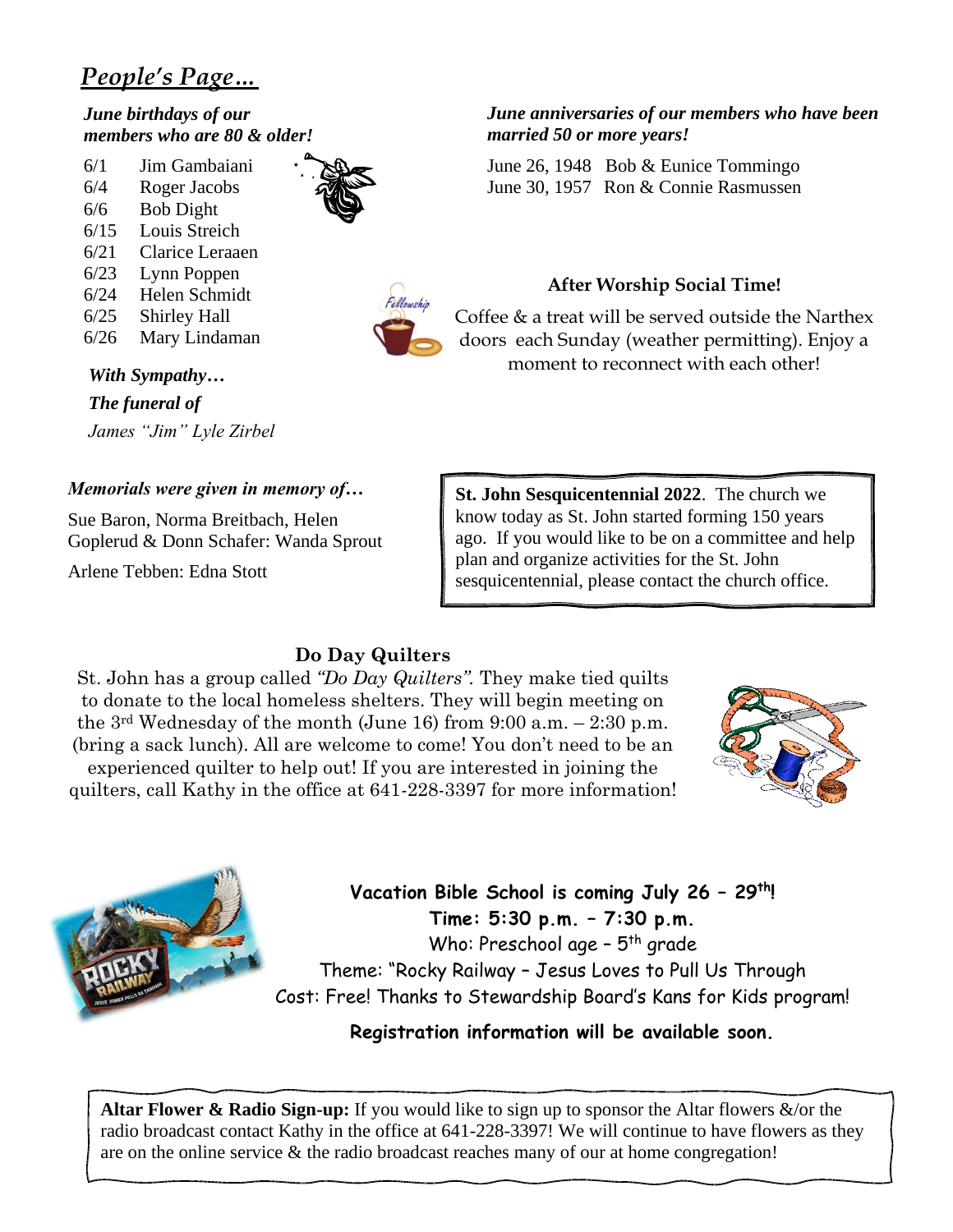## *People's Page…*

***June birthdays of our members who are 80 & older!***

- 6/1 Jim Gambaiani
- 6/4 Roger Jacobs
- 6/6 Bob Dight
- 6/15 Louis Streich
- 6/21 Clarice Leraaen
- 6/23 Lynn Poppen
- 6/24 Helen Schmidt
- 6/25 Shirley Hall
- 6/26 Mary Lindaman

***June anniversaries of our members who have been married 50 or more years!***

June 26, 1948 Bob & Eunice Tommingo
June 30, 1957 Ron & Connie Rasmussen

**After Worship Social Time!**

Coffee & a treat will be served outside the Narthex doors each Sunday (weather permitting). Enjoy a moment to reconnect with each other!

***With Sympathy…***

***The funeral of***

*James "Jim" Lyle Zirbel*

***Memorials were given in memory of…***

Sue Baron, Norma Breitbach, Helen Goplerud & Donn Schafer: Wanda Sprout

Arlene Tebben: Edna Stott

**St. John Sesquicentennial 2022**. The church we know today as St. John started forming 150 years ago. If you would like to be on a committee and help plan and organize activities for the St. John sesquicentennial, please contact the church office.

**Do Day Quilters**

St. John has a group called *"Do Day Quilters"*. They make tied quilts to donate to the local homeless shelters. They will begin meeting on the 3rd Wednesday of the month (June 16) from 9:00 a.m. – 2:30 p.m. (bring a sack lunch). All are welcome to come! You don't need to be an experienced quilter to help out! If you are interested in joining the quilters, call Kathy in the office at 641-228-3397 for more information!

**Vacation Bible School is coming July 26 – 29th!**
**Time: 5:30 p.m. – 7:30 p.m.**
Who: Preschool age – 5th grade
Theme: "Rocky Railway – Jesus Loves to Pull Us Through
Cost: Free! Thanks to Stewardship Board's Kans for Kids program!

**Registration information will be available soon.**

**Altar Flower & Radio Sign-up:** If you would like to sign up to sponsor the Altar flowers &/or the radio broadcast contact Kathy in the office at 641-228-3397! We will continue to have flowers as they are on the online service & the radio broadcast reaches many of our at home congregation!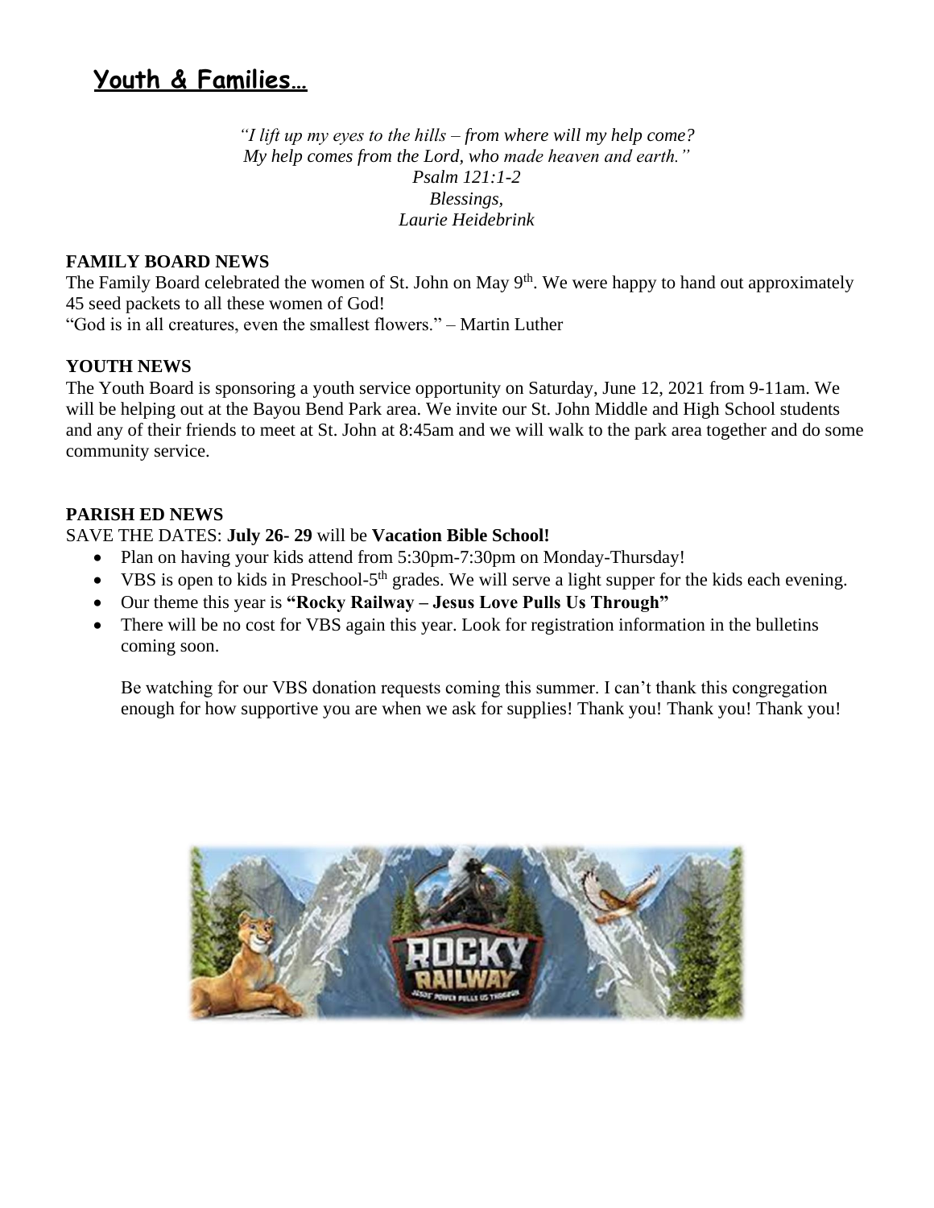# Youth & Families…

*"I lift up my eyes to the hills – from where will my help come?*
*My help comes from the Lord, who made heaven and earth."*
*Psalm 121:1-2*
*Blessings,*
*Laurie Heidebrink*

**FAMILY BOARD NEWS**

The Family Board celebrated the women of St. John on May 9th. We were happy to hand out approximately 45 seed packets to all these women of God!
"God is in all creatures, even the smallest flowers." – Martin Luther

**YOUTH NEWS**

The Youth Board is sponsoring a youth service opportunity on Saturday, June 12, 2021 from 9-11am. We will be helping out at the Bayou Bend Park area. We invite our St. John Middle and High School students and any of their friends to meet at St. John at 8:45am and we will walk to the park area together and do some community service.

**PARISH ED NEWS**

SAVE THE DATES: **July 26- 29** will be **Vacation Bible School!**

- Plan on having your kids attend from 5:30pm-7:30pm on Monday-Thursday!
- VBS is open to kids in Preschool-5th grades. We will serve a light supper for the kids each evening.
- Our theme this year is **"Rocky Railway – Jesus Love Pulls Us Through"**
- There will be no cost for VBS again this year. Look for registration information in the bulletins coming soon.

Be watching for our VBS donation requests coming this summer. I can't thank this congregation enough for how supportive you are when we ask for supplies! Thank you! Thank you! Thank you!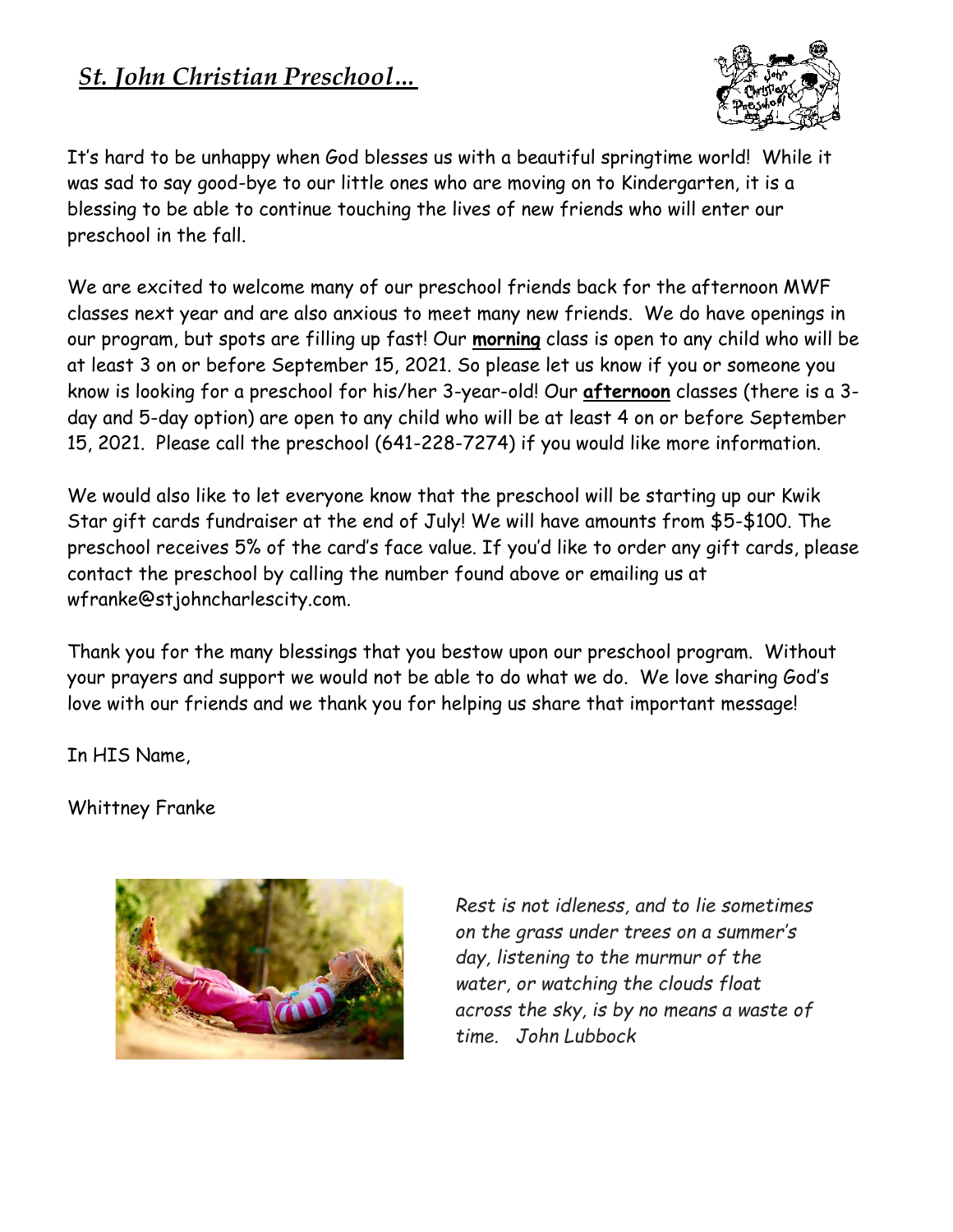## *St. John Christian Preschool…*

It's hard to be unhappy when God blesses us with a beautiful springtime world! While it was sad to say good-bye to our little ones who are moving on to Kindergarten, it is a blessing to be able to continue touching the lives of new friends who will enter our preschool in the fall.

We are excited to welcome many of our preschool friends back for the afternoon MWF classes next year and are also anxious to meet many new friends. We do have openings in our program, but spots are filling up fast! Our **morning** class is open to any child who will be at least 3 on or before September 15, 2021. So please let us know if you or someone you know is looking for a preschool for his/her 3-year-old! Our **afternoon** classes (there is a 3-day and 5-day option) are open to any child who will be at least 4 on or before September 15, 2021. Please call the preschool (641-228-7274) if you would like more information.

We would also like to let everyone know that the preschool will be starting up our Kwik Star gift cards fundraiser at the end of July! We will have amounts from $5-$100. The preschool receives 5% of the card's face value. If you'd like to order any gift cards, please contact the preschool by calling the number found above or emailing us at wfranke@stjohncharlescity.com.

Thank you for the many blessings that you bestow upon our preschool program. Without your prayers and support we would not be able to do what we do. We love sharing God's love with our friends and we thank you for helping us share that important message!

In HIS Name,

Whittney Franke

*Rest is not idleness, and to lie sometimes on the grass under trees on a summer's day, listening to the murmur of the water, or watching the clouds float across the sky, is by no means a waste of time. John Lubbock*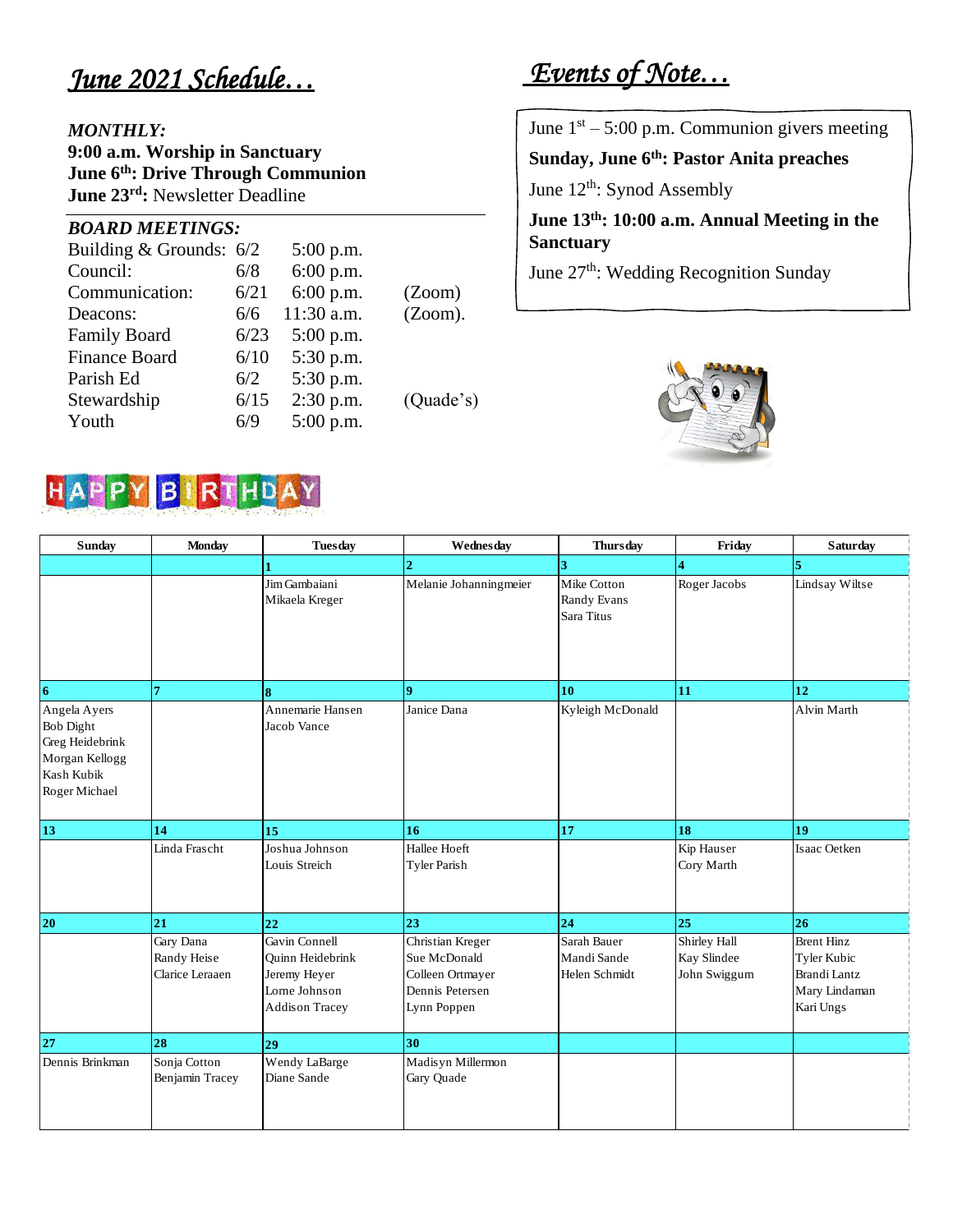# *June 2021 Schedule…*

***MONTHLY:***

**9:00 a.m. Worship in Sanctuary**
**June 6th: Drive Through Communion**
**June 23rd:** Newsletter Deadline

***BOARD MEETINGS:***

| | | | |
|---|---|---|---|
| Building & Grounds: | 6/2 | 5:00 p.m. | |
| Council: | 6/8 | 6:00 p.m. | |
| Communication: | 6/21 | 6:00 p.m. | (Zoom) |
| Deacons: | 6/6 | 11:30 a.m. | (Zoom). |
| Family Board | 6/23 | 5:00 p.m. | |
| Finance Board | 6/10 | 5:30 p.m. | |
| Parish Ed | 6/2 | 5:30 p.m. | |
| Stewardship | 6/15 | 2:30 p.m. | (Quade's) |
| Youth | 6/9 | 5:00 p.m. | |

# *Events of Note…*

June 1st – 5:00 p.m. Communion givers meeting

**Sunday, June 6th: Pastor Anita preaches**

June 12th: Synod Assembly

**June 13th: 10:00 a.m. Annual Meeting in the Sanctuary**

June 27th: Wedding Recognition Sunday

HAPPY BIRTHDAY

| Sunday | Monday | Tuesday | Wednesday | Thursday | Friday | Saturday |
|---|---|---|---|---|---|---|
| | | **1** | **2** | **3** | **4** | **5** |
| | | Jim Gambaiani<br>Mikaela Kreger | Melanie Johanningmeier | Mike Cotton<br>Randy Evans<br>Sara Titus | Roger Jacobs | Lindsay Wiltse |
| **6** | **7** | **8** | **9** | **10** | **11** | **12** |
| Angela Ayers<br>Bob Dight<br>Greg Heidebrink<br>Morgan Kellogg<br>Kash Kubik<br>Roger Michael | | Annemarie Hansen<br>Jacob Vance | Janice Dana | Kyleigh McDonald | | Alvin Marth |
| **13** | **14** | **15** | **16** | **17** | **18** | **19** |
| | Linda Frascht | Joshua Johnson<br>Louis Streich | Hallee Hoeft<br>Tyler Parish | | Kip Hauser<br>Cory Marth | Isaac Oetken |
| **20** | **21** | **22** | **23** | **24** | **25** | **26** |
| | Gary Dana<br>Randy Heise<br>Clarice Leraaen | Gavin Connell<br>Quinn Heidebrink<br>Jeremy Heyer<br>Lorne Johnson<br>Addison Tracey | Christian Kreger<br>Sue McDonald<br>Colleen Ortmayer<br>Dennis Petersen<br>Lynn Poppen | Sarah Bauer<br>Mandi Sande<br>Helen Schmidt | Shirley Hall<br>Kay Slindee<br>John Swiggum | Brent Hinz<br>Tyler Kubic<br>Brandi Lantz<br>Mary Lindaman<br>Kari Ungs |
| **27** | **28** | **29** | **30** | | | |
| Dennis Brinkman | Sonja Cotton<br>Benjamin Tracey | Wendy LaBarge<br>Diane Sande | Madisyn Millermon<br>Gary Quade | | | |